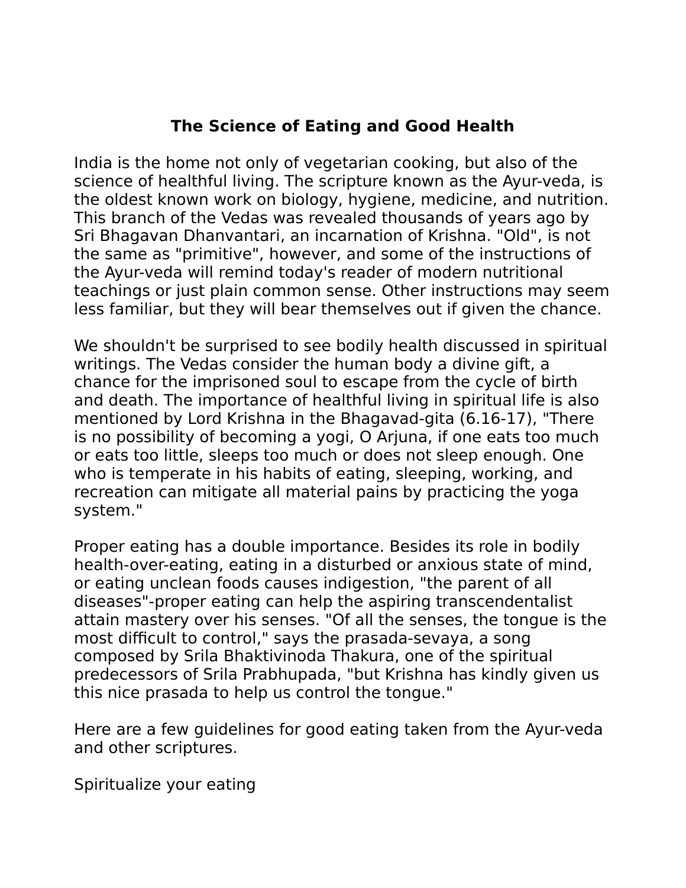# The Science of Eating and Good Health

India is the home not only of vegetarian cooking, but also of the science of healthful living. The scripture known as the Ayur-veda, is the oldest known work on biology, hygiene, medicine, and nutrition. This branch of the Vedas was revealed thousands of years ago by Sri Bhagavan Dhanvantari, an incarnation of Krishna. "Old", is not the same as "primitive", however, and some of the instructions of the Ayur-veda will remind today's reader of modern nutritional teachings or just plain common sense. Other instructions may seem less familiar, but they will bear themselves out if given the chance.

We shouldn't be surprised to see bodily health discussed in spiritual writings. The Vedas consider the human body a divine gift, a chance for the imprisoned soul to escape from the cycle of birth and death. The importance of healthful living in spiritual life is also mentioned by Lord Krishna in the Bhagavad-gita (6.16-17), "There is no possibility of becoming a yogi, O Arjuna, if one eats too much or eats too little, sleeps too much or does not sleep enough. One who is temperate in his habits of eating, sleeping, working, and recreation can mitigate all material pains by practicing the yoga system."

Proper eating has a double importance. Besides its role in bodily health-over-eating, eating in a disturbed or anxious state of mind, or eating unclean foods causes indigestion, "the parent of all diseases"-proper eating can help the aspiring transcendentalist attain mastery over his senses. "Of all the senses, the tongue is the most difficult to control," says the prasada-sevaya, a song composed by Srila Bhaktivinoda Thakura, one of the spiritual predecessors of Srila Prabhupada, "but Krishna has kindly given us this nice prasada to help us control the tongue."

Here are a few guidelines for good eating taken from the Ayur-veda and other scriptures.

Spiritualize your eating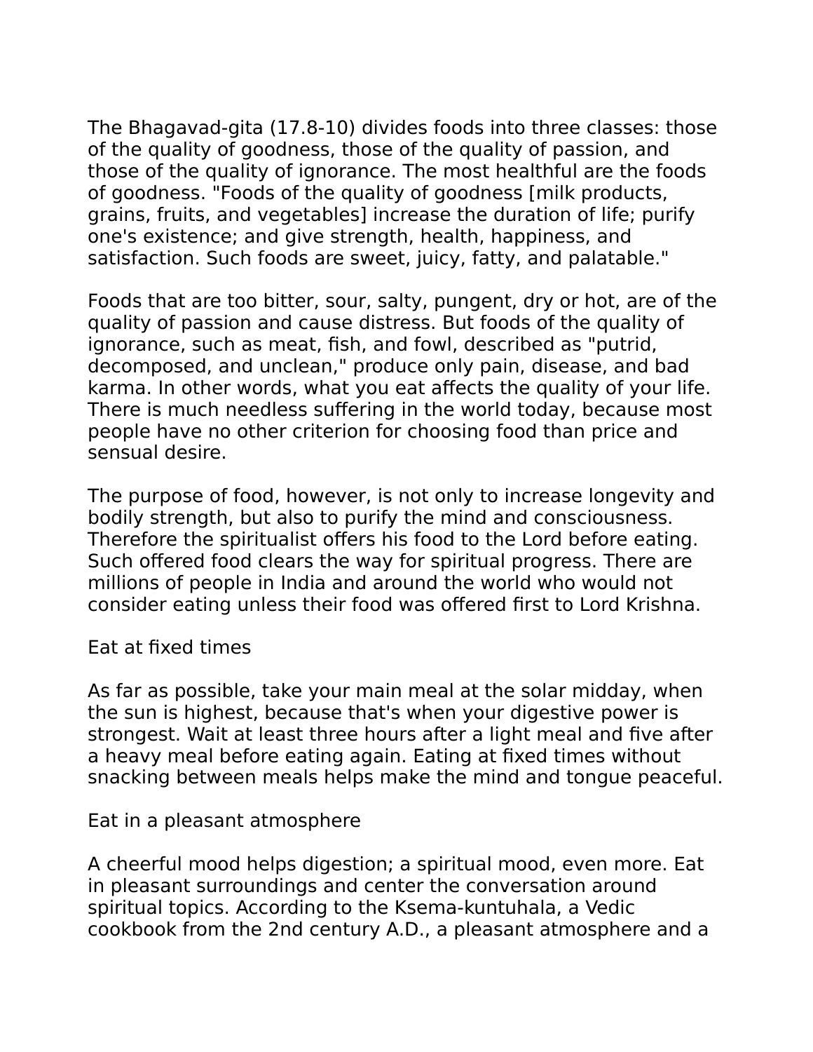The Bhagavad-gita (17.8-10) divides foods into three classes: those of the quality of goodness, those of the quality of passion, and those of the quality of ignorance. The most healthful are the foods of goodness. "Foods of the quality of goodness [milk products, grains, fruits, and vegetables] increase the duration of life; purify one's existence; and give strength, health, happiness, and satisfaction. Such foods are sweet, juicy, fatty, and palatable."

Foods that are too bitter, sour, salty, pungent, dry or hot, are of the quality of passion and cause distress. But foods of the quality of ignorance, such as meat, fish, and fowl, described as "putrid, decomposed, and unclean," produce only pain, disease, and bad karma. In other words, what you eat affects the quality of your life. There is much needless suffering in the world today, because most people have no other criterion for choosing food than price and sensual desire.

The purpose of food, however, is not only to increase longevity and bodily strength, but also to purify the mind and consciousness. Therefore the spiritualist offers his food to the Lord before eating. Such offered food clears the way for spiritual progress. There are millions of people in India and around the world who would not consider eating unless their food was offered first to Lord Krishna.

## Eat at fixed times

As far as possible, take your main meal at the solar midday, when the sun is highest, because that's when your digestive power is strongest. Wait at least three hours after a light meal and five after a heavy meal before eating again. Eating at fixed times without snacking between meals helps make the mind and tongue peaceful.

## Eat in a pleasant atmosphere

A cheerful mood helps digestion; a spiritual mood, even more. Eat in pleasant surroundings and center the conversation around spiritual topics. According to the Ksema-kuntuhala, a Vedic cookbook from the 2nd century A.D., a pleasant atmosphere and a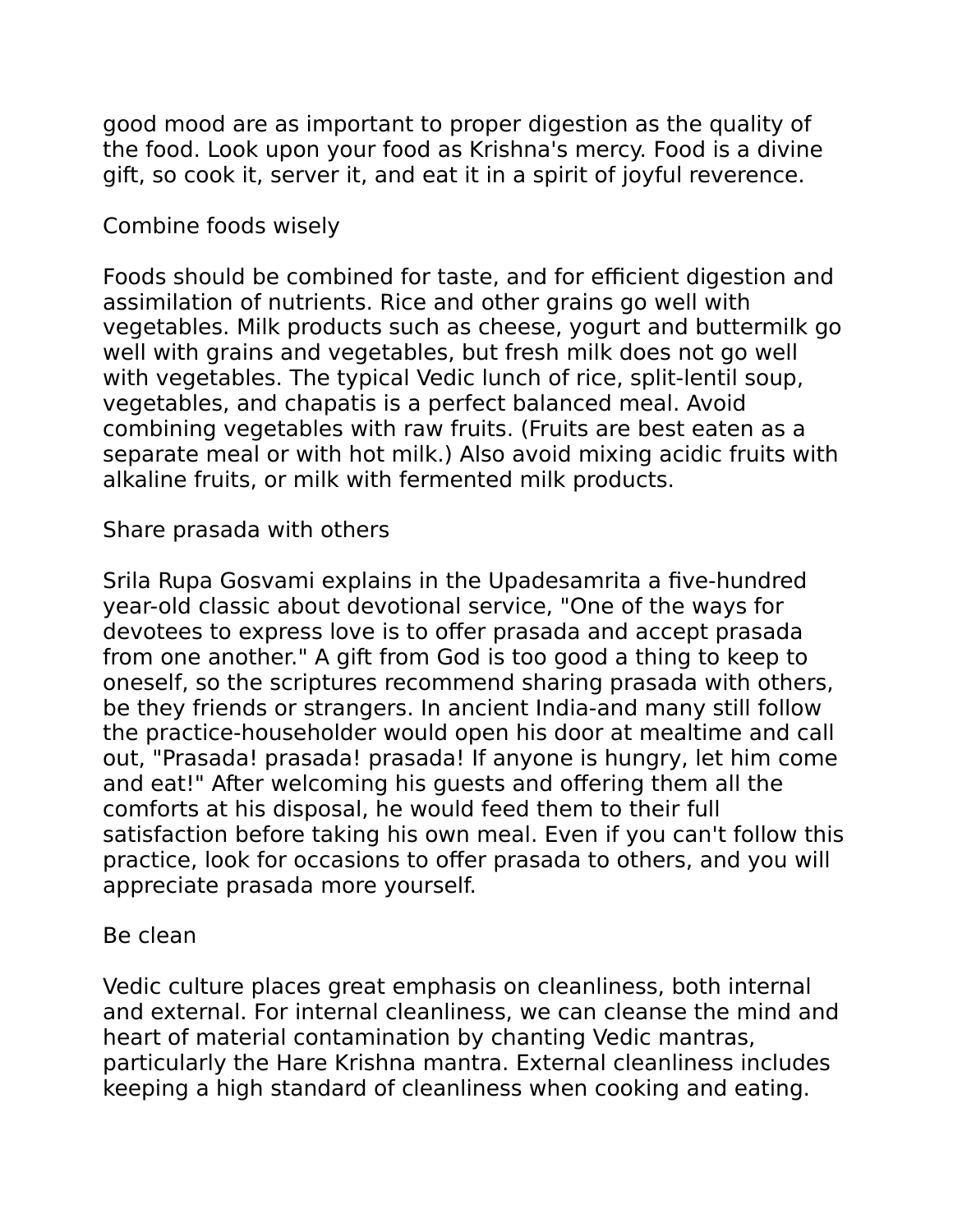good mood are as important to proper digestion as the quality of the food. Look upon your food as Krishna's mercy. Food is a divine gift, so cook it, server it, and eat it in a spirit of joyful reverence.

## Combine foods wisely

Foods should be combined for taste, and for efficient digestion and assimilation of nutrients. Rice and other grains go well with vegetables. Milk products such as cheese, yogurt and buttermilk go well with grains and vegetables, but fresh milk does not go well with vegetables. The typical Vedic lunch of rice, split-lentil soup, vegetables, and chapatis is a perfect balanced meal. Avoid combining vegetables with raw fruits. (Fruits are best eaten as a separate meal or with hot milk.) Also avoid mixing acidic fruits with alkaline fruits, or milk with fermented milk products.

## Share prasada with others

Srila Rupa Gosvami explains in the Upadesamrita a five-hundred year-old classic about devotional service, "One of the ways for devotees to express love is to offer prasada and accept prasada from one another." A gift from God is too good a thing to keep to oneself, so the scriptures recommend sharing prasada with others, be they friends or strangers. In ancient India-and many still follow the practice-householder would open his door at mealtime and call out, "Prasada! prasada! prasada! If anyone is hungry, let him come and eat!" After welcoming his guests and offering them all the comforts at his disposal, he would feed them to their full satisfaction before taking his own meal. Even if you can't follow this practice, look for occasions to offer prasada to others, and you will appreciate prasada more yourself.

## Be clean

Vedic culture places great emphasis on cleanliness, both internal and external. For internal cleanliness, we can cleanse the mind and heart of material contamination by chanting Vedic mantras, particularly the Hare Krishna mantra. External cleanliness includes keeping a high standard of cleanliness when cooking and eating.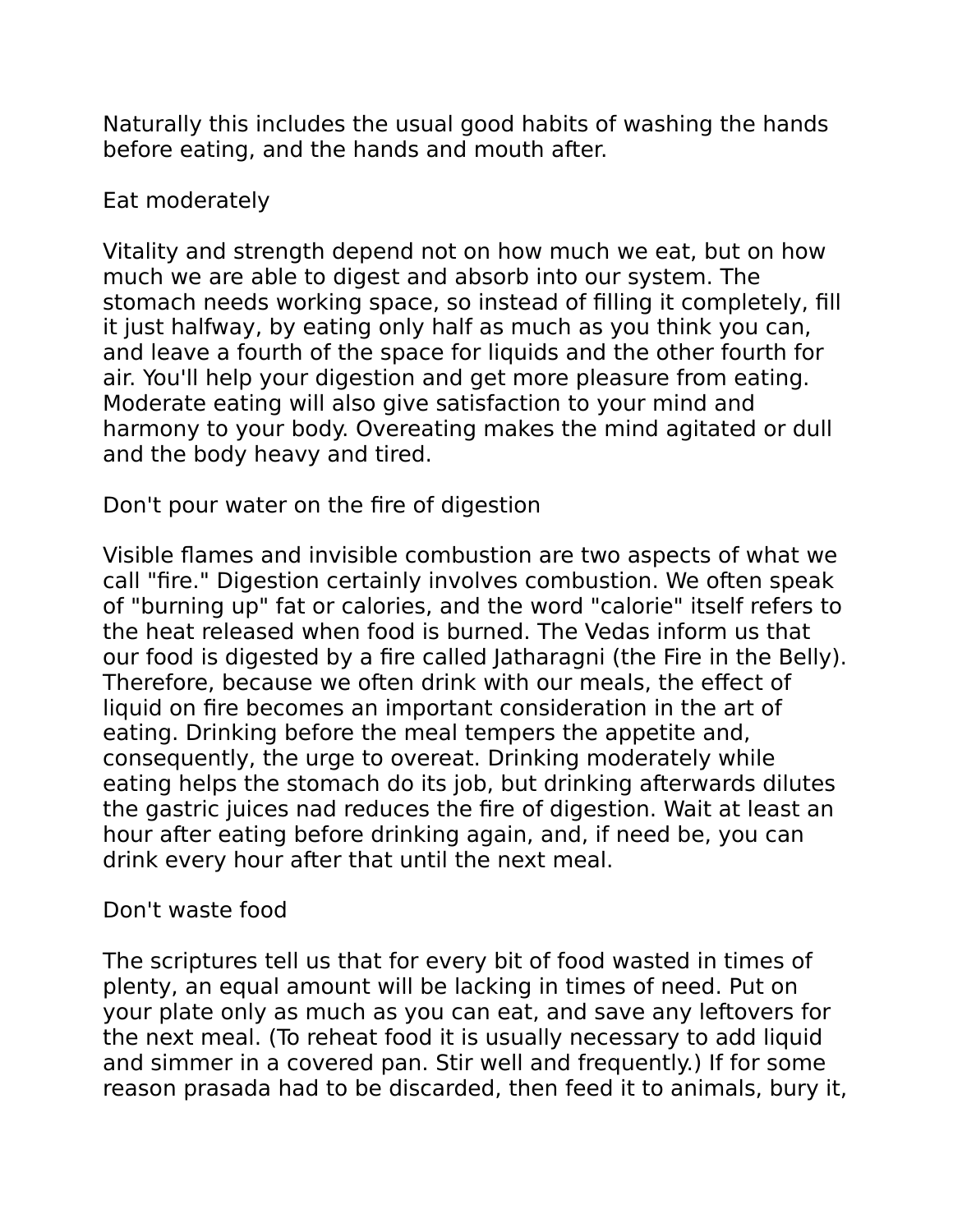Naturally this includes the usual good habits of washing the hands before eating, and the hands and mouth after.

## Eat moderately

Vitality and strength depend not on how much we eat, but on how much we are able to digest and absorb into our system. The stomach needs working space, so instead of filling it completely, fill it just halfway, by eating only half as much as you think you can, and leave a fourth of the space for liquids and the other fourth for air. You'll help your digestion and get more pleasure from eating. Moderate eating will also give satisfaction to your mind and harmony to your body. Overeating makes the mind agitated or dull and the body heavy and tired.

## Don't pour water on the fire of digestion

Visible flames and invisible combustion are two aspects of what we call "fire." Digestion certainly involves combustion. We often speak of "burning up" fat or calories, and the word "calorie" itself refers to the heat released when food is burned. The Vedas inform us that our food is digested by a fire called Jatharagni (the Fire in the Belly). Therefore, because we often drink with our meals, the effect of liquid on fire becomes an important consideration in the art of eating. Drinking before the meal tempers the appetite and, consequently, the urge to overeat. Drinking moderately while eating helps the stomach do its job, but drinking afterwards dilutes the gastric juices nad reduces the fire of digestion. Wait at least an hour after eating before drinking again, and, if need be, you can drink every hour after that until the next meal.

## Don't waste food

The scriptures tell us that for every bit of food wasted in times of plenty, an equal amount will be lacking in times of need. Put on your plate only as much as you can eat, and save any leftovers for the next meal. (To reheat food it is usually necessary to add liquid and simmer in a covered pan. Stir well and frequently.) If for some reason prasada had to be discarded, then feed it to animals, bury it,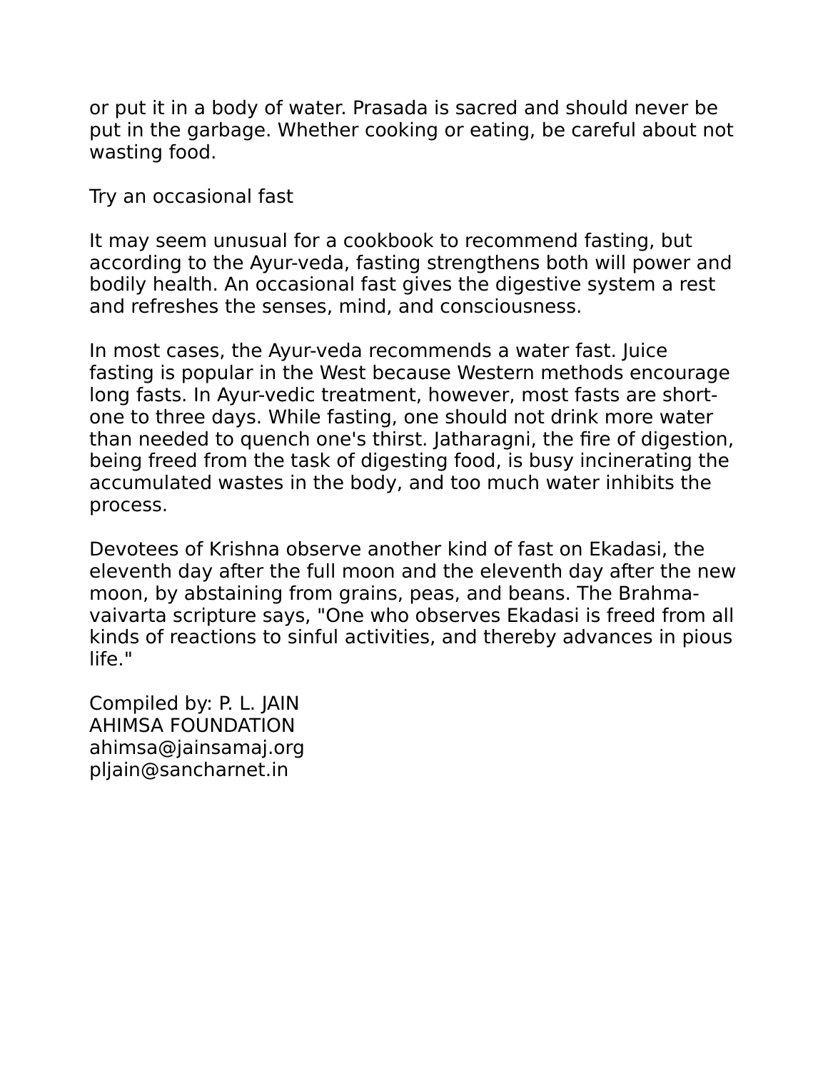or put it in a body of water. Prasada is sacred and should never be put in the garbage. Whether cooking or eating, be careful about not wasting food.

## Try an occasional fast

It may seem unusual for a cookbook to recommend fasting, but according to the Ayur-veda, fasting strengthens both will power and bodily health. An occasional fast gives the digestive system a rest and refreshes the senses, mind, and consciousness.

In most cases, the Ayur-veda recommends a water fast. Juice fasting is popular in the West because Western methods encourage long fasts. In Ayur-vedic treatment, however, most fasts are short-one to three days. While fasting, one should not drink more water than needed to quench one's thirst. Jatharagni, the fire of digestion, being freed from the task of digesting food, is busy incinerating the accumulated wastes in the body, and too much water inhibits the process.

Devotees of Krishna observe another kind of fast on Ekadasi, the eleventh day after the full moon and the eleventh day after the new moon, by abstaining from grains, peas, and beans. The Brahma-vaivarta scripture says, "One who observes Ekadasi is freed from all kinds of reactions to sinful activities, and thereby advances in pious life."

Compiled by: P. L. JAIN
AHIMSA FOUNDATION
ahimsa@jainsamaj.org
pljain@sancharnet.in